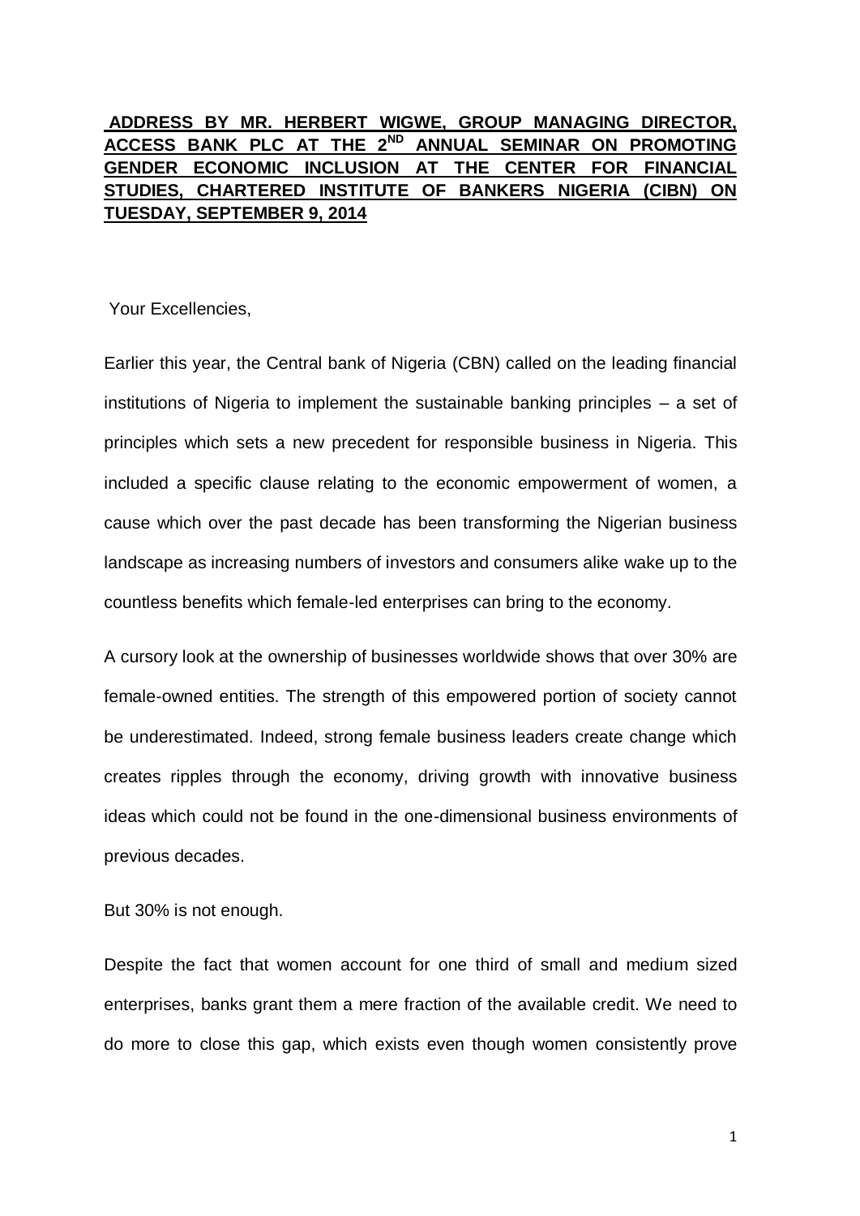**ADDRESS BY MR. HERBERT WIGWE, GROUP MANAGING DIRECTOR, ACCESS BANK PLC AT THE 2ND ANNUAL SEMINAR ON PROMOTING GENDER ECONOMIC INCLUSION AT THE CENTER FOR FINANCIAL STUDIES, CHARTERED INSTITUTE OF BANKERS NIGERIA (CIBN) ON TUESDAY, SEPTEMBER 9, 2014**

Your Excellencies,

Earlier this year, the Central bank of Nigeria (CBN) called on the leading financial institutions of Nigeria to implement the sustainable banking principles – a set of principles which sets a new precedent for responsible business in Nigeria. This included a specific clause relating to the economic empowerment of women, a cause which over the past decade has been transforming the Nigerian business landscape as increasing numbers of investors and consumers alike wake up to the countless benefits which female-led enterprises can bring to the economy.

A cursory look at the ownership of businesses worldwide shows that over 30% are female-owned entities. The strength of this empowered portion of society cannot be underestimated. Indeed, strong female business leaders create change which creates ripples through the economy, driving growth with innovative business ideas which could not be found in the one-dimensional business environments of previous decades.

But 30% is not enough.

Despite the fact that women account for one third of small and medium sized enterprises, banks grant them a mere fraction of the available credit. We need to do more to close this gap, which exists even though women consistently prove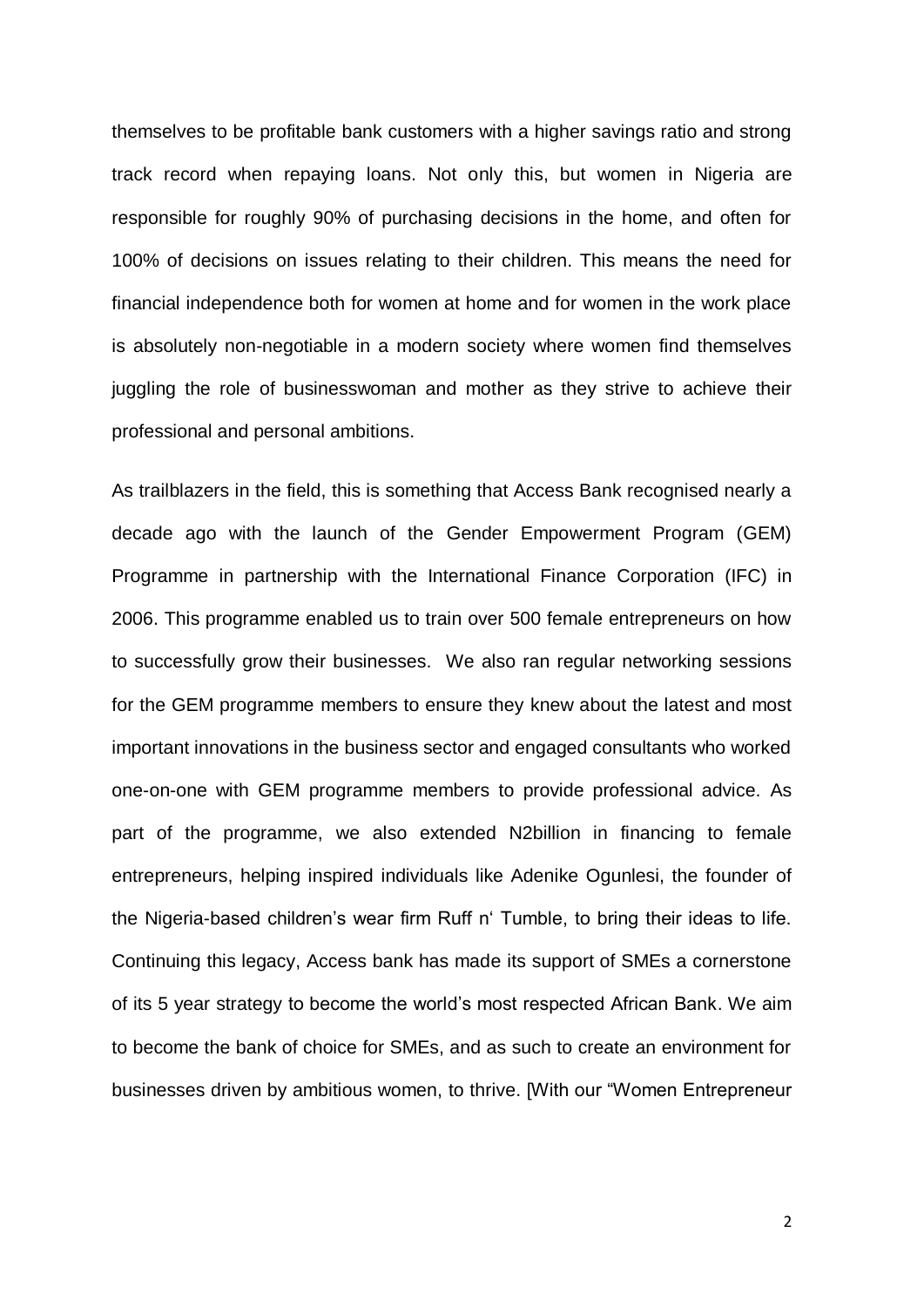themselves to be profitable bank customers with a higher savings ratio and strong track record when repaying loans. Not only this, but women in Nigeria are responsible for roughly 90% of purchasing decisions in the home, and often for 100% of decisions on issues relating to their children. This means the need for financial independence both for women at home and for women in the work place is absolutely non-negotiable in a modern society where women find themselves juggling the role of businesswoman and mother as they strive to achieve their professional and personal ambitions.

As trailblazers in the field, this is something that Access Bank recognised nearly a decade ago with the launch of the Gender Empowerment Program (GEM) Programme in partnership with the International Finance Corporation (IFC) in 2006. This programme enabled us to train over 500 female entrepreneurs on how to successfully grow their businesses. We also ran regular networking sessions for the GEM programme members to ensure they knew about the latest and most important innovations in the business sector and engaged consultants who worked one-on-one with GEM programme members to provide professional advice. As part of the programme, we also extended N2billion in financing to female entrepreneurs, helping inspired individuals like Adenike Ogunlesi, the founder of the Nigeria-based children's wear firm Ruff n' Tumble, to bring their ideas to life. Continuing this legacy, Access bank has made its support of SMEs a cornerstone of its 5 year strategy to become the world's most respected African Bank. We aim to become the bank of choice for SMEs, and as such to create an environment for businesses driven by ambitious women, to thrive. [With our "Women Entrepreneur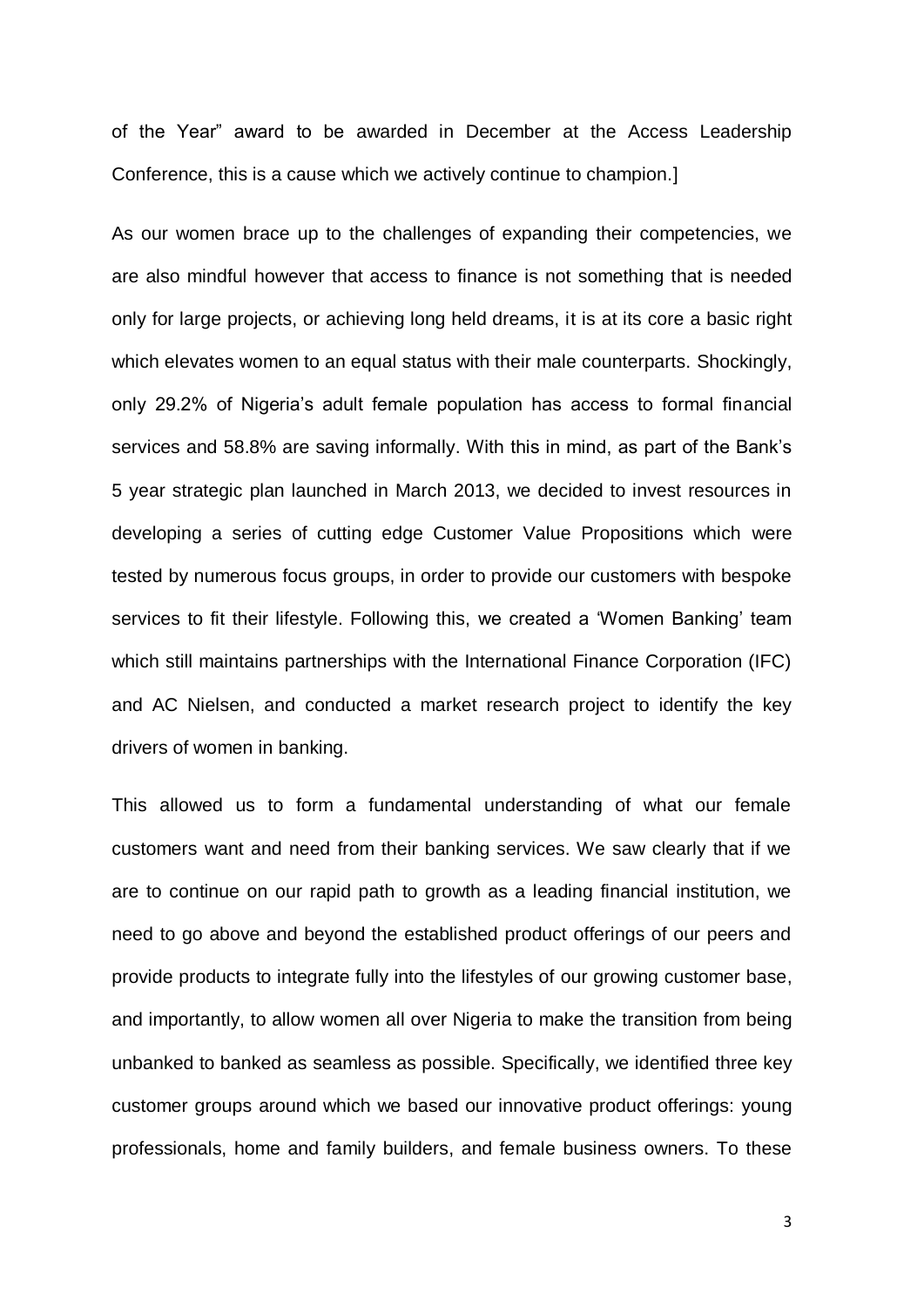of the Year" award to be awarded in December at the Access Leadership Conference, this is a cause which we actively continue to champion.]

As our women brace up to the challenges of expanding their competencies, we are also mindful however that access to finance is not something that is needed only for large projects, or achieving long held dreams, it is at its core a basic right which elevates women to an equal status with their male counterparts. Shockingly, only 29.2% of Nigeria's adult female population has access to formal financial services and 58.8% are saving informally. With this in mind, as part of the Bank's 5 year strategic plan launched in March 2013, we decided to invest resources in developing a series of cutting edge Customer Value Propositions which were tested by numerous focus groups, in order to provide our customers with bespoke services to fit their lifestyle. Following this, we created a 'Women Banking' team which still maintains partnerships with the International Finance Corporation (IFC) and AC Nielsen, and conducted a market research project to identify the key drivers of women in banking.

This allowed us to form a fundamental understanding of what our female customers want and need from their banking services. We saw clearly that if we are to continue on our rapid path to growth as a leading financial institution, we need to go above and beyond the established product offerings of our peers and provide products to integrate fully into the lifestyles of our growing customer base, and importantly, to allow women all over Nigeria to make the transition from being unbanked to banked as seamless as possible. Specifically, we identified three key customer groups around which we based our innovative product offerings: young professionals, home and family builders, and female business owners. To these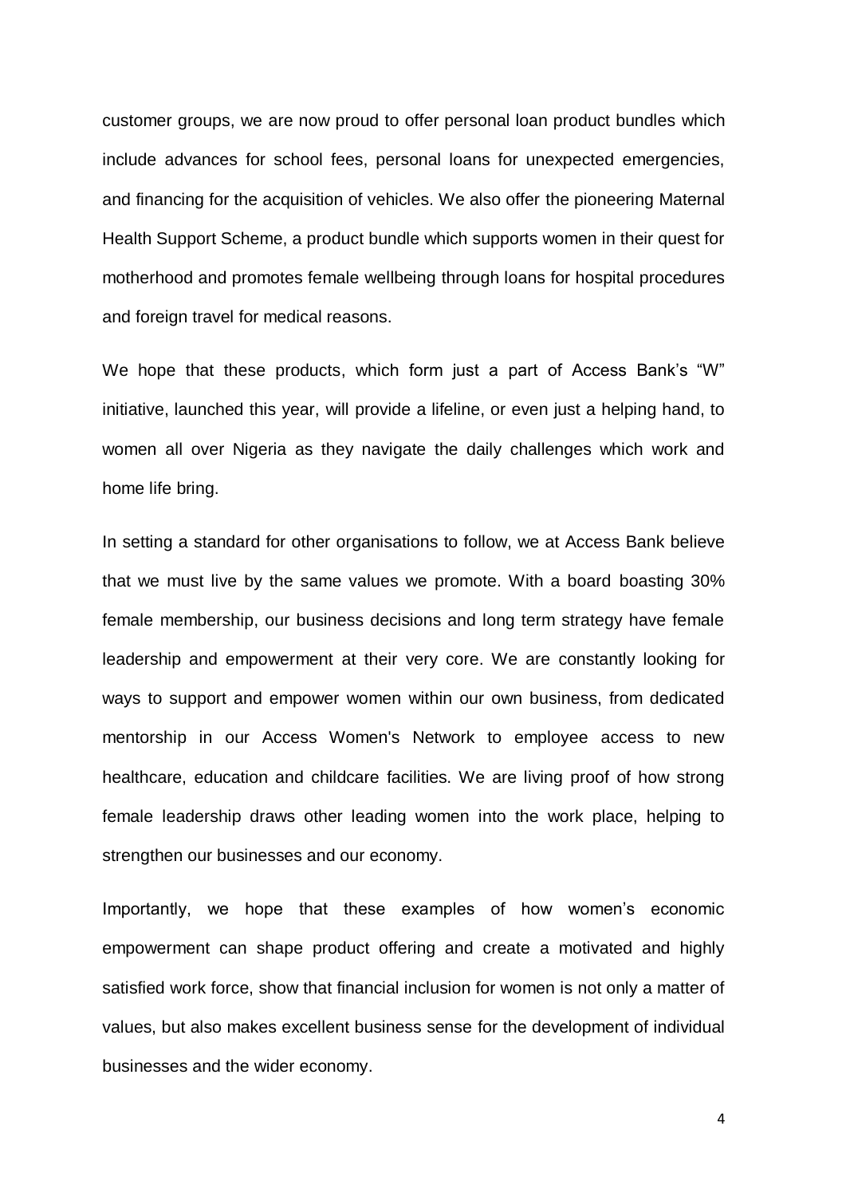customer groups, we are now proud to offer personal loan product bundles which include advances for school fees, personal loans for unexpected emergencies, and financing for the acquisition of vehicles. We also offer the pioneering Maternal Health Support Scheme, a product bundle which supports women in their quest for motherhood and promotes female wellbeing through loans for hospital procedures and foreign travel for medical reasons.

We hope that these products, which form just a part of Access Bank's "W" initiative, launched this year, will provide a lifeline, or even just a helping hand, to women all over Nigeria as they navigate the daily challenges which work and home life bring.

In setting a standard for other organisations to follow, we at Access Bank believe that we must live by the same values we promote. With a board boasting 30% female membership, our business decisions and long term strategy have female leadership and empowerment at their very core. We are constantly looking for ways to support and empower women within our own business, from dedicated mentorship in our Access Women's Network to employee access to new healthcare, education and childcare facilities. We are living proof of how strong female leadership draws other leading women into the work place, helping to strengthen our businesses and our economy.

Importantly, we hope that these examples of how women's economic empowerment can shape product offering and create a motivated and highly satisfied work force, show that financial inclusion for women is not only a matter of values, but also makes excellent business sense for the development of individual businesses and the wider economy.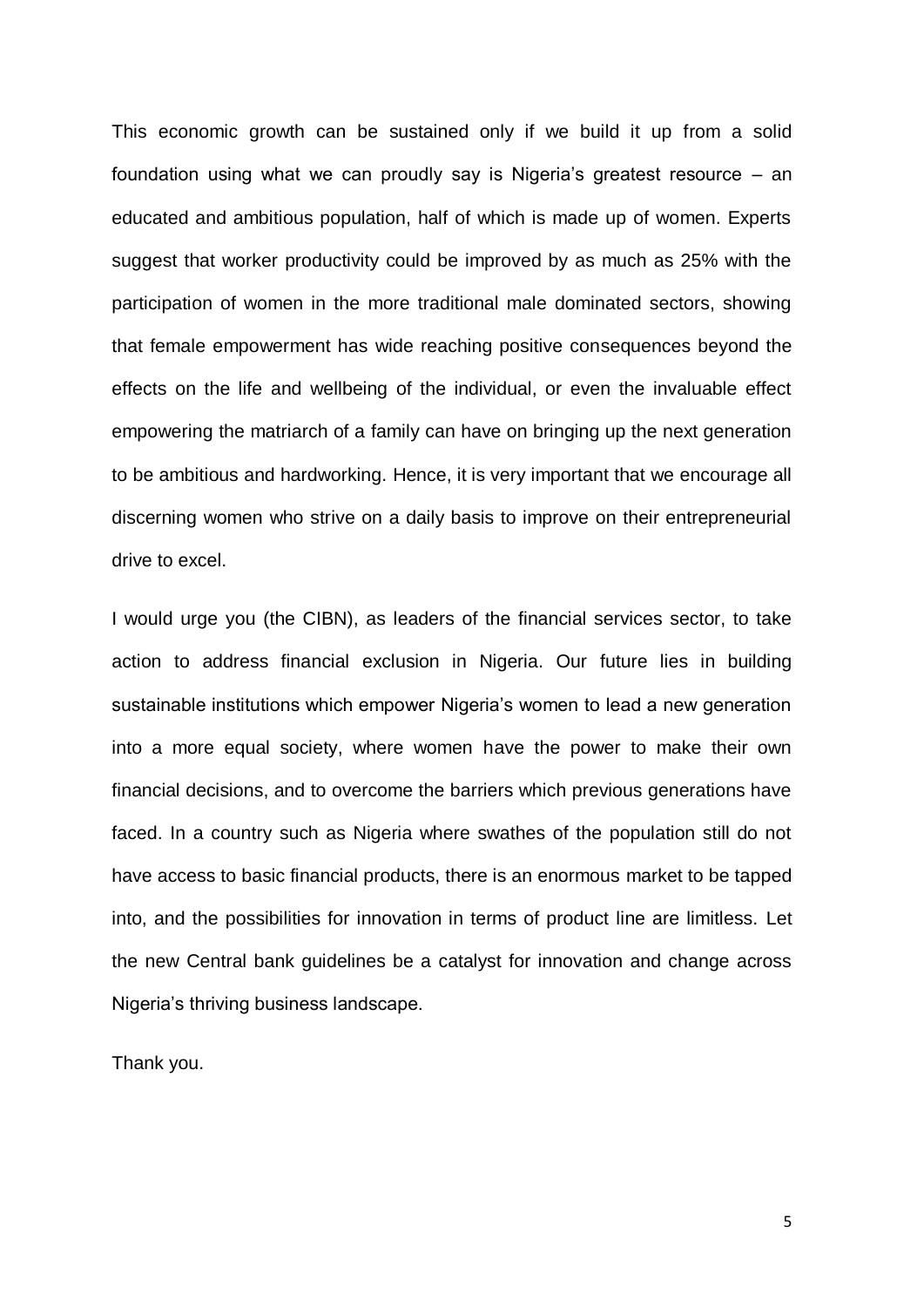This economic growth can be sustained only if we build it up from a solid foundation using what we can proudly say is Nigeria's greatest resource – an educated and ambitious population, half of which is made up of women. Experts suggest that worker productivity could be improved by as much as 25% with the participation of women in the more traditional male dominated sectors, showing that female empowerment has wide reaching positive consequences beyond the effects on the life and wellbeing of the individual, or even the invaluable effect empowering the matriarch of a family can have on bringing up the next generation to be ambitious and hardworking. Hence, it is very important that we encourage all discerning women who strive on a daily basis to improve on their entrepreneurial drive to excel.

I would urge you (the CIBN), as leaders of the financial services sector, to take action to address financial exclusion in Nigeria. Our future lies in building sustainable institutions which empower Nigeria's women to lead a new generation into a more equal society, where women have the power to make their own financial decisions, and to overcome the barriers which previous generations have faced. In a country such as Nigeria where swathes of the population still do not have access to basic financial products, there is an enormous market to be tapped into, and the possibilities for innovation in terms of product line are limitless. Let the new Central bank guidelines be a catalyst for innovation and change across Nigeria's thriving business landscape.

Thank you.